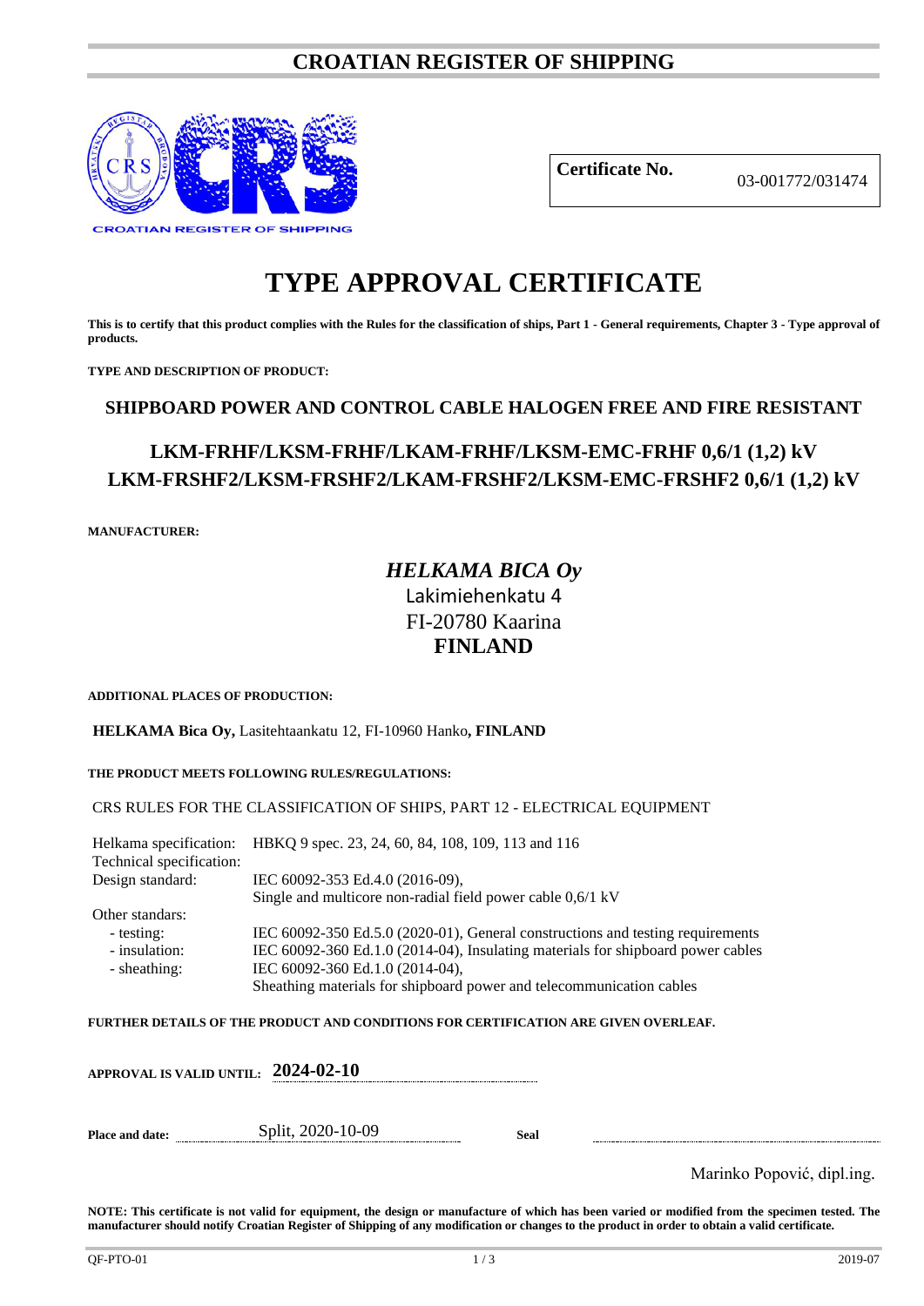# CROATIAN REGISTER OF SHIPPING

CROATIAN REGISTER OF SHIPPING

**Certificate No.** 03-001772/031474

# TYPE APPROVAL CERTIFICATE

**This is to certify that this product complies with the Rules for the classification of ships, Part 1 - General requirements, Chapter 3 - Type approval of products.**

**TYPE AND DESCRIPTION OF PRODUCT:**

## SHIPBOARD POWER AND CONTROL CABLE HALOGEN FREE AND FIRE RESISTANT

## LKM-FRHF/LKSM-FRHF/LKAM-FRHF/LKSM-EMC-FRHF 0,6/1 (1,2) kV
## LKM-FRSHF2/LKSM-FRSHF2/LKAM-FRSHF2/LKSM-EMC-FRSHF2 0,6/1 (1,2) kV

**MANUFACTURER:**

***HELKAMA BICA Oy***
Lakimiehenkatu 4
FI-20780 Kaarina
**FINLAND**

**ADDITIONAL PLACES OF PRODUCTION:**

**HELKAMA Bica Oy,** Lasitehtaankatu 12, FI-10960 Hanko**, FINLAND**

**THE PRODUCT MEETS FOLLOWING RULES/REGULATIONS:**

CRS RULES FOR THE CLASSIFICATION OF SHIPS, PART 12 - ELECTRICAL EQUIPMENT

| | |
|---|---|
| Helkama specification: | HBKQ 9 spec. 23, 24, 60, 84, 108, 109, 113 and 116 |
| Technical specification: | |
| Design standard: | IEC 60092-353 Ed.4.0 (2016-09), Single and multicore non-radial field power cable 0,6/1 kV |
| Other standars: | |
| - testing: | IEC 60092-350 Ed.5.0 (2020-01), General constructions and testing requirements |
| - insulation: | IEC 60092-360 Ed.1.0 (2014-04), Insulating materials for shipboard power cables |
| - sheathing: | IEC 60092-360 Ed.1.0 (2014-04), Sheathing materials for shipboard power and telecommunication cables |

**FURTHER DETAILS OF THE PRODUCT AND CONDITIONS FOR CERTIFICATION ARE GIVEN OVERLEAF.**

**APPROVAL IS VALID UNTIL: 2024-02-10**

**Place and date:** Split, 2020-10-09 **Seal**

Marinko Popović, dipl.ing.

**NOTE: This certificate is not valid for equipment, the design or manufacture of which has been varied or modified from the specimen tested. The manufacturer should notify Croatian Register of Shipping of any modification or changes to the product in order to obtain a valid certificate.**

QF-PTO-01 2019-07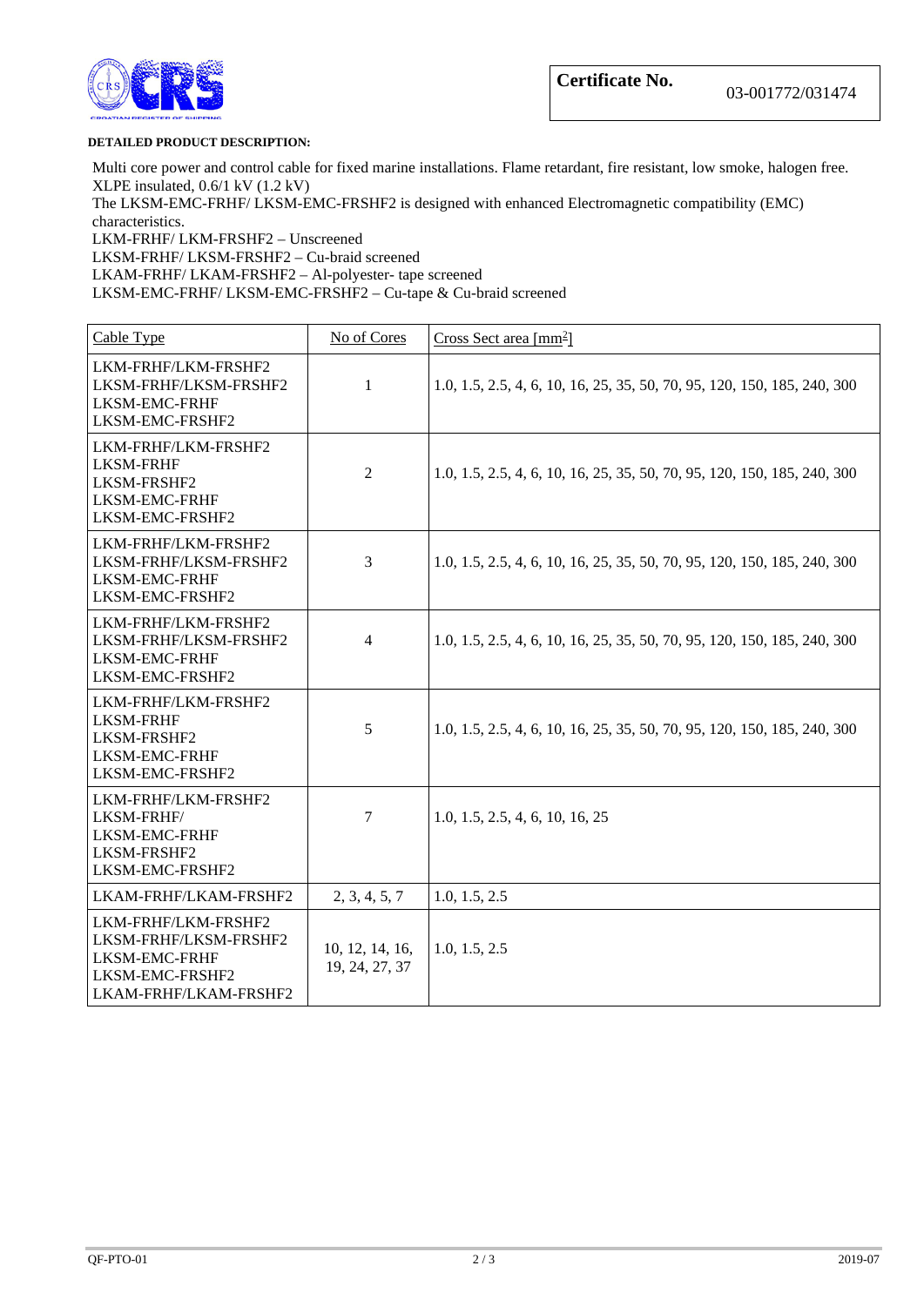**Certificate No.** 03-001772/031474

**DETAILED PRODUCT DESCRIPTION:**

Multi core power and control cable for fixed marine installations. Flame retardant, fire resistant, low smoke, halogen free. XLPE insulated, 0.6/1 kV (1.2 kV)
The LKSM-EMC-FRHF/ LKSM-EMC-FRSHF2 is designed with enhanced Electromagnetic compatibility (EMC) characteristics.
LKM-FRHF/ LKM-FRSHF2 – Unscreened
LKSM-FRHF/ LKSM-FRSHF2 – Cu-braid screened
LKAM-FRHF/ LKAM-FRSHF2 – Al-polyester- tape screened
LKSM-EMC-FRHF/ LKSM-EMC-FRSHF2 – Cu-tape & Cu-braid screened

| Cable Type | No of Cores | Cross Sect area [mm$^2$] |
|---|---|---|
| LKM-FRHF/LKM-FRSHF2<br>LKSM-FRHF/LKSM-FRSHF2<br>LKSM-EMC-FRHF<br>LKSM-EMC-FRSHF2 | 1 | 1.0, 1.5, 2.5, 4, 6, 10, 16, 25, 35, 50, 70, 95, 120, 150, 185, 240, 300 |
| LKM-FRHF/LKM-FRSHF2<br>LKSM-FRHF<br>LKSM-FRSHF2<br>LKSM-EMC-FRHF<br>LKSM-EMC-FRSHF2 | 2 | 1.0, 1.5, 2.5, 4, 6, 10, 16, 25, 35, 50, 70, 95, 120, 150, 185, 240, 300 |
| LKM-FRHF/LKM-FRSHF2<br>LKSM-FRHF/LKSM-FRSHF2<br>LKSM-EMC-FRHF<br>LKSM-EMC-FRSHF2 | 3 | 1.0, 1.5, 2.5, 4, 6, 10, 16, 25, 35, 50, 70, 95, 120, 150, 185, 240, 300 |
| LKM-FRHF/LKM-FRSHF2<br>LKSM-FRHF/LKSM-FRSHF2<br>LKSM-EMC-FRHF<br>LKSM-EMC-FRSHF2 | 4 | 1.0, 1.5, 2.5, 4, 6, 10, 16, 25, 35, 50, 70, 95, 120, 150, 185, 240, 300 |
| LKM-FRHF/LKM-FRSHF2<br>LKSM-FRHF<br>LKSM-FRSHF2<br>LKSM-EMC-FRHF<br>LKSM-EMC-FRSHF2 | 5 | 1.0, 1.5, 2.5, 4, 6, 10, 16, 25, 35, 50, 70, 95, 120, 150, 185, 240, 300 |
| LKM-FRHF/LKM-FRSHF2<br>LKSM-FRHF/<br>LKSM-EMC-FRHF<br>LKSM-FRSHF2<br>LKSM-EMC-FRSHF2 | 7 | 1.0, 1.5, 2.5, 4, 6, 10, 16, 25 |
| LKAM-FRHF/LKAM-FRSHF2 | 2, 3, 4, 5, 7 | 1.0, 1.5, 2.5 |
| LKM-FRHF/LKM-FRSHF2<br>LKSM-FRHF/LKSM-FRSHF2<br>LKSM-EMC-FRHF<br>LKSM-EMC-FRSHF2<br>LKAM-FRHF/LKAM-FRSHF2 | 10, 12, 14, 16, 19, 24, 27, 37 | 1.0, 1.5, 2.5 |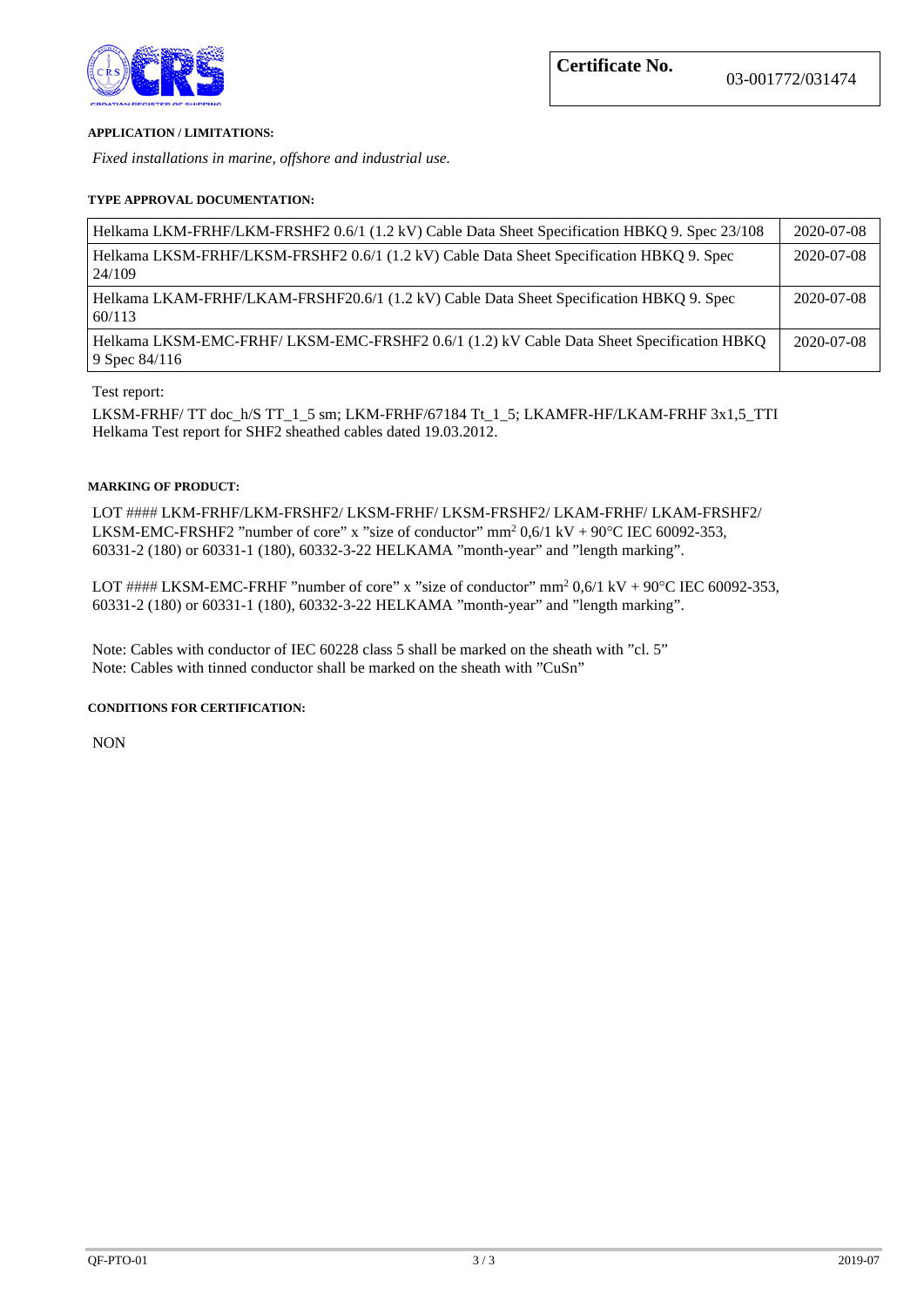**Certificate No.** 03-001772/031474

**APPLICATION / LIMITATIONS:**

*Fixed installations in marine, offshore and industrial use.*

**TYPE APPROVAL DOCUMENTATION:**

| | |
|---|---|
| Helkama LKM-FRHF/LKM-FRSHF2 0.6/1 (1.2 kV) Cable Data Sheet Specification HBKQ 9. Spec 23/108 | 2020-07-08 |
| Helkama LKSM-FRHF/LKSM-FRSHF2 0.6/1 (1.2 kV) Cable Data Sheet Specification HBKQ 9. Spec 24/109 | 2020-07-08 |
| Helkama LKAM-FRHF/LKAM-FRSHF20.6/1 (1.2 kV) Cable Data Sheet Specification HBKQ 9. Spec 60/113 | 2020-07-08 |
| Helkama LKSM-EMC-FRHF/ LKSM-EMC-FRSHF2 0.6/1 (1.2) kV Cable Data Sheet Specification HBKQ 9 Spec 84/116 | 2020-07-08 |

Test report:

LKSM-FRHF/ TT doc_h/S TT_1_5 sm; LKM-FRHF/67184 Tt_1_5; LKAMFR-HF/LKAM-FRHF 3x1,5_TTI
Helkama Test report for SHF2 sheathed cables dated 19.03.2012.

**MARKING OF PRODUCT:**

LOT #### LKM-FRHF/LKM-FRSHF2/ LKSM-FRHF/ LKSM-FRSHF2/ LKAM-FRHF/ LKAM-FRSHF2/ LKSM-EMC-FRSHF2 "number of core" x "size of conductor" $mm^2$ 0,6/1 kV + 90°C IEC 60092-353, 60331-2 (180) or 60331-1 (180), 60332-3-22 HELKAMA "month-year" and "length marking".

LOT #### LKSM-EMC-FRHF "number of core" x "size of conductor" $mm^2$ 0,6/1 kV + 90°C IEC 60092-353, 60331-2 (180) or 60331-1 (180), 60332-3-22 HELKAMA "month-year" and "length marking".

Note: Cables with conductor of IEC 60228 class 5 shall be marked on the sheath with "cl. 5"
Note: Cables with tinned conductor shall be marked on the sheath with "CuSn"

**CONDITIONS FOR CERTIFICATION:**

NON